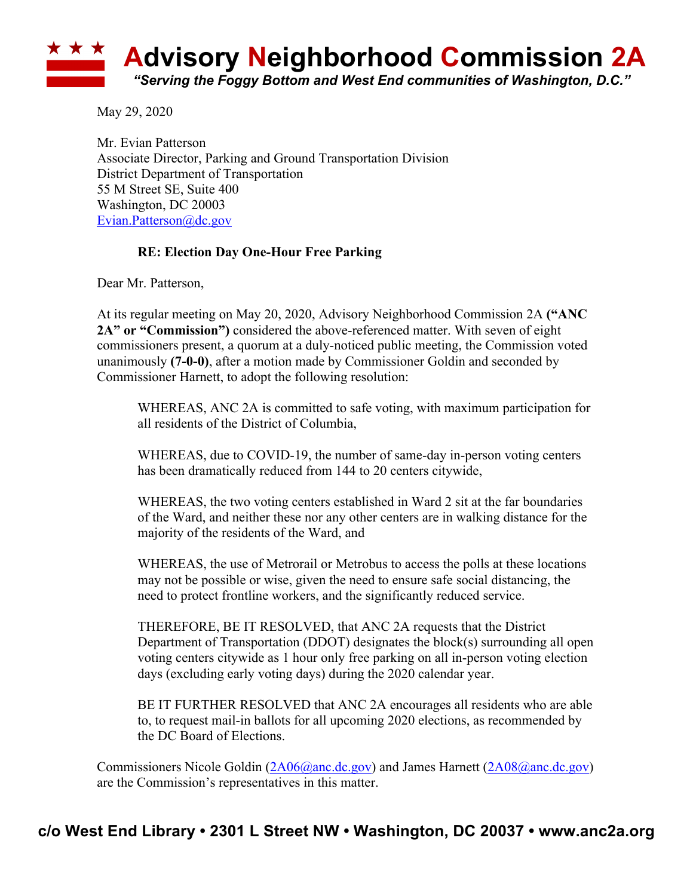# Advisory Neighborhood Commission 2A

*"Serving the Foggy Bottom and West End communities of Washington, D.C."*

May 29, 2020

Mr. Evian Patterson
Associate Director, Parking and Ground Transportation Division
District Department of Transportation
55 M Street SE, Suite 400
Washington, DC 20003
Evian.Patterson@dc.gov

**RE: Election Day One-Hour Free Parking**

Dear Mr. Patterson,

At its regular meeting on May 20, 2020, Advisory Neighborhood Commission 2A **("ANC 2A" or "Commission")** considered the above-referenced matter. With seven of eight commissioners present, a quorum at a duly-noticed public meeting, the Commission voted unanimously **(7-0-0)**, after a motion made by Commissioner Goldin and seconded by Commissioner Harnett, to adopt the following resolution:

> WHEREAS, ANC 2A is committed to safe voting, with maximum participation for all residents of the District of Columbia,
>
> WHEREAS, due to COVID-19, the number of same-day in-person voting centers has been dramatically reduced from 144 to 20 centers citywide,
>
> WHEREAS, the two voting centers established in Ward 2 sit at the far boundaries of the Ward, and neither these nor any other centers are in walking distance for the majority of the residents of the Ward, and
>
> WHEREAS, the use of Metrorail or Metrobus to access the polls at these locations may not be possible or wise, given the need to ensure safe social distancing, the need to protect frontline workers, and the significantly reduced service.
>
> THEREFORE, BE IT RESOLVED, that ANC 2A requests that the District Department of Transportation (DDOT) designates the block(s) surrounding all open voting centers citywide as 1 hour only free parking on all in-person voting election days (excluding early voting days) during the 2020 calendar year.
>
> BE IT FURTHER RESOLVED that ANC 2A encourages all residents who are able to, to request mail-in ballots for all upcoming 2020 elections, as recommended by the DC Board of Elections.

Commissioners Nicole Goldin (2A06@anc.dc.gov) and James Harnett (2A08@anc.dc.gov) are the Commission's representatives in this matter.

**c/o West End Library • 2301 L Street NW • Washington, DC 20037 • www.anc2a.org**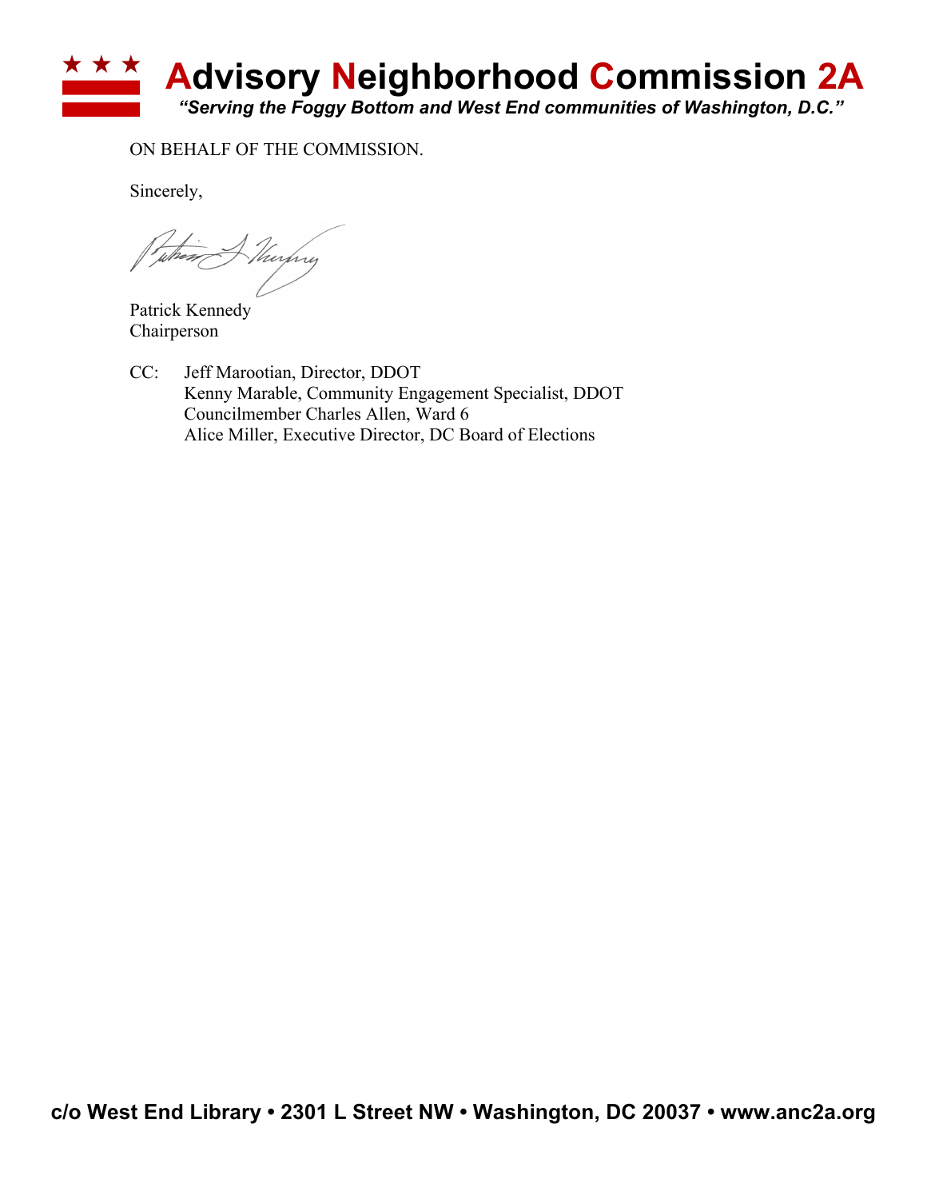ON BEHALF OF THE COMMISSION.

Sincerely,

Patrick Kennedy
Chairperson

CC: Jeff Marootian, Director, DDOT
Kenny Marable, Community Engagement Specialist, DDOT
Councilmember Charles Allen, Ward 6
Alice Miller, Executive Director, DC Board of Elections